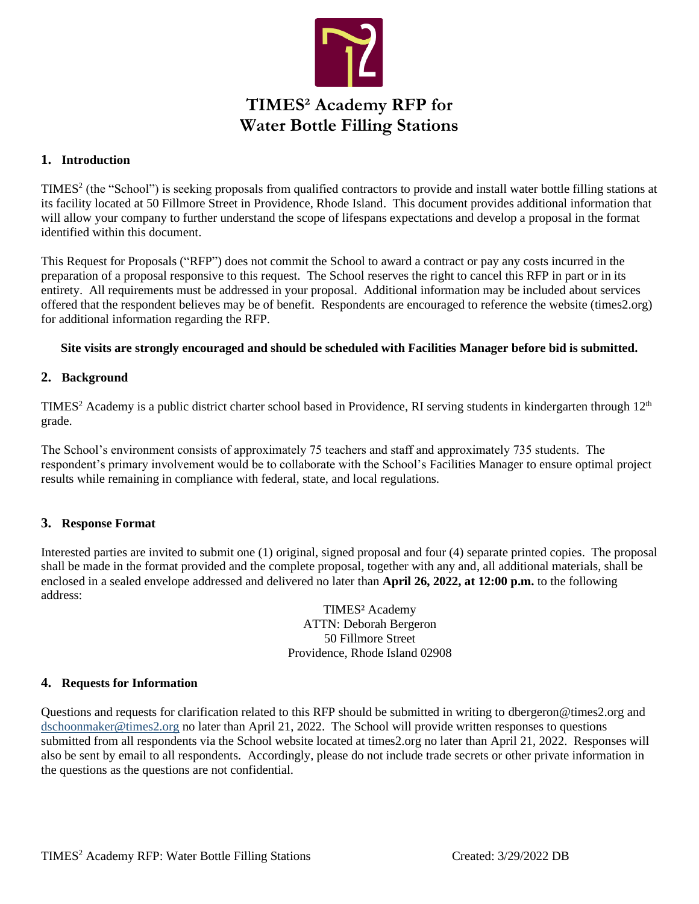# TIMES² Academy RFP for Water Bottle Filling Stations

## 1. Introduction

TIMES[2] (the "School") is seeking proposals from qualified contractors to provide and install water bottle filling stations at its facility located at 50 Fillmore Street in Providence, Rhode Island. This document provides additional information that will allow your company to further understand the scope of lifespans expectations and develop a proposal in the format identified within this document.

This Request for Proposals ("RFP") does not commit the School to award a contract or pay any costs incurred in the preparation of a proposal responsive to this request. The School reserves the right to cancel this RFP in part or in its entirety. All requirements must be addressed in your proposal. Additional information may be included about services offered that the respondent believes may be of benefit. Respondents are encouraged to reference the website (times2.org) for additional information regarding the RFP.

**Site visits are strongly encouraged and should be scheduled with Facilities Manager before bid is submitted.**

## 2. Background

TIMES[2] Academy is a public district charter school based in Providence, RI serving students in kindergarten through 12th grade.

The School's environment consists of approximately 75 teachers and staff and approximately 735 students. The respondent's primary involvement would be to collaborate with the School's Facilities Manager to ensure optimal project results while remaining in compliance with federal, state, and local regulations.

## 3. Response Format

Interested parties are invited to submit one (1) original, signed proposal and four (4) separate printed copies. The proposal shall be made in the format provided and the complete proposal, together with any and, all additional materials, shall be enclosed in a sealed envelope addressed and delivered no later than **April 26, 2022, at 12:00 p.m.** to the following address:

TIMES² Academy
ATTN: Deborah Bergeron
50 Fillmore Street
Providence, Rhode Island 02908

## 4. Requests for Information

Questions and requests for clarification related to this RFP should be submitted in writing to dbergeron@times2.org and dschoonmaker@times2.org no later than April 21, 2022. The School will provide written responses to questions submitted from all respondents via the School website located at times2.org no later than April 21, 2022. Responses will also be sent by email to all respondents. Accordingly, please do not include trade secrets or other private information in the questions as the questions are not confidential.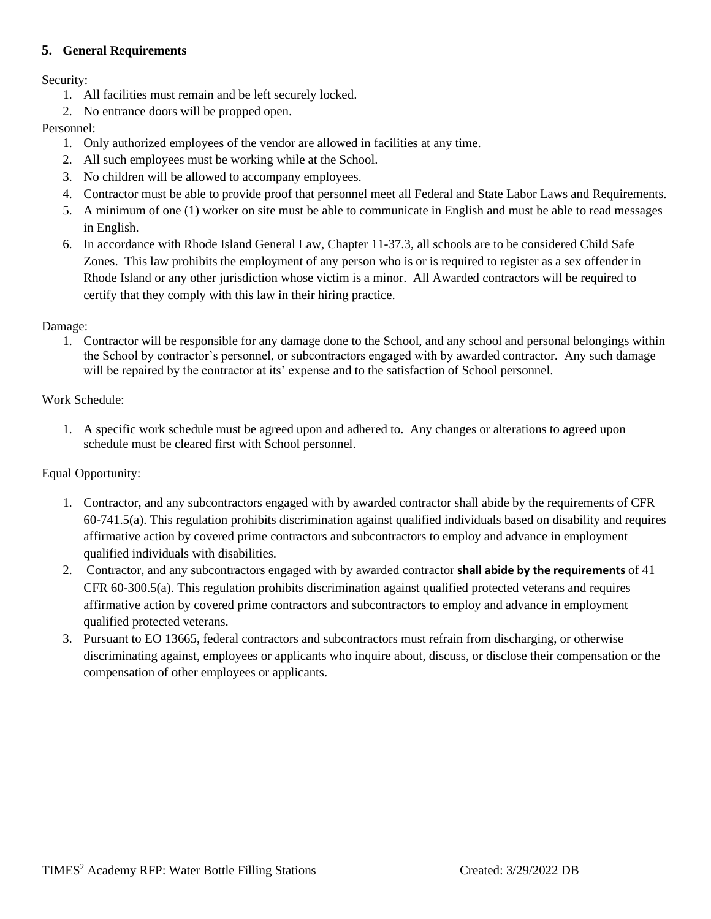### 5. General Requirements

Security:

1. All facilities must remain and be left securely locked.
2. No entrance doors will be propped open.

Personnel:

1. Only authorized employees of the vendor are allowed in facilities at any time.
2. All such employees must be working while at the School.
3. No children will be allowed to accompany employees.
4. Contractor must be able to provide proof that personnel meet all Federal and State Labor Laws and Requirements.
5. A minimum of one (1) worker on site must be able to communicate in English and must be able to read messages in English.
6. In accordance with Rhode Island General Law, Chapter 11-37.3, all schools are to be considered Child Safe Zones. This law prohibits the employment of any person who is or is required to register as a sex offender in Rhode Island or any other jurisdiction whose victim is a minor. All Awarded contractors will be required to certify that they comply with this law in their hiring practice.

Damage:

1. Contractor will be responsible for any damage done to the School, and any school and personal belongings within the School by contractor's personnel, or subcontractors engaged with by awarded contractor. Any such damage will be repaired by the contractor at its' expense and to the satisfaction of School personnel.

Work Schedule:

1. A specific work schedule must be agreed upon and adhered to. Any changes or alterations to agreed upon schedule must be cleared first with School personnel.

Equal Opportunity:

1. Contractor, and any subcontractors engaged with by awarded contractor shall abide by the requirements of CFR 60-741.5(a). This regulation prohibits discrimination against qualified individuals based on disability and requires affirmative action by covered prime contractors and subcontractors to employ and advance in employment qualified individuals with disabilities.
2. Contractor, and any subcontractors engaged with by awarded contractor **shall abide by the requirements** of 41 CFR 60-300.5(a). This regulation prohibits discrimination against qualified protected veterans and requires affirmative action by covered prime contractors and subcontractors to employ and advance in employment qualified protected veterans.
3. Pursuant to EO 13665, federal contractors and subcontractors must refrain from discharging, or otherwise discriminating against, employees or applicants who inquire about, discuss, or disclose their compensation or the compensation of other employees or applicants.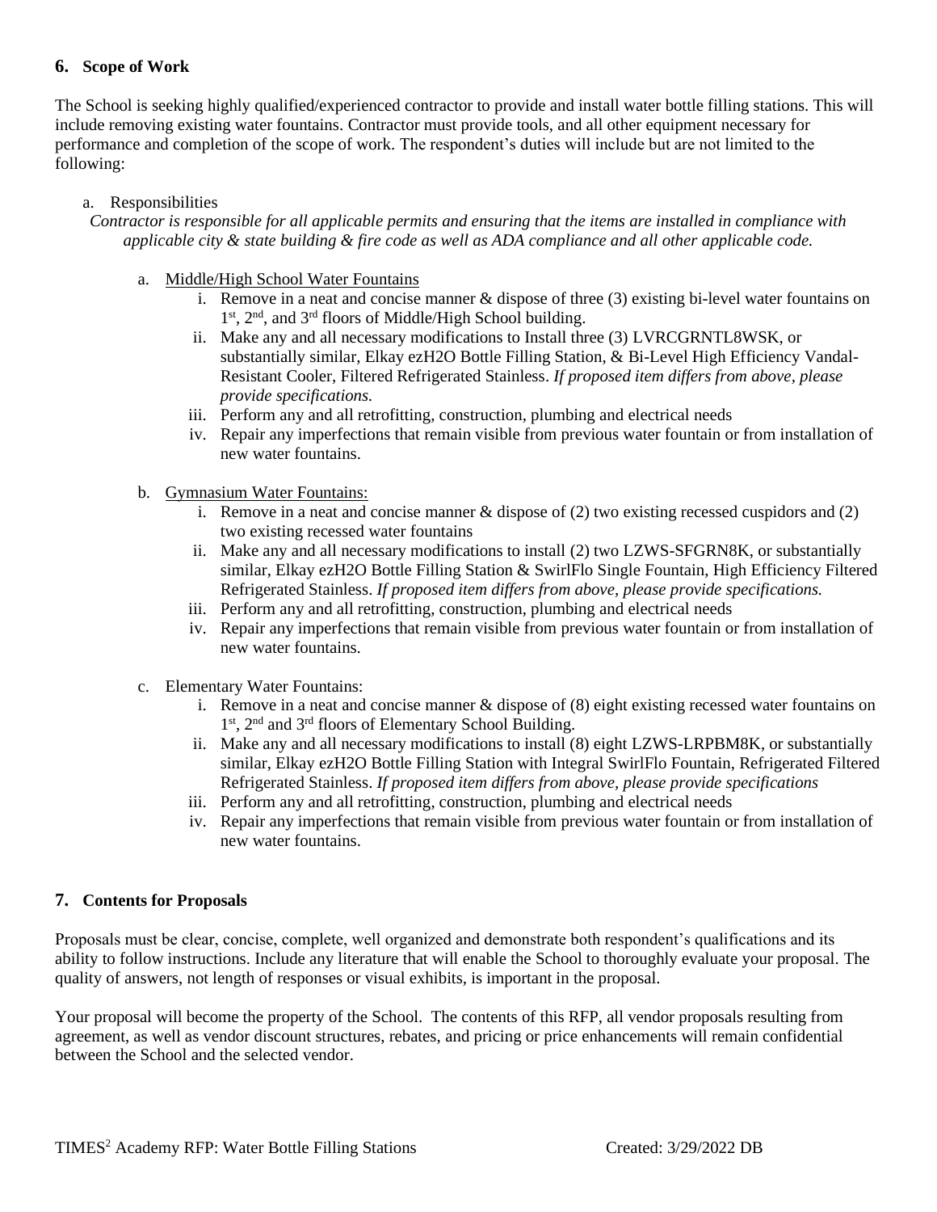## 6. Scope of Work

The School is seeking highly qualified/experienced contractor to provide and install water bottle filling stations. This will include removing existing water fountains. Contractor must provide tools, and all other equipment necessary for performance and completion of the scope of work. The respondent's duties will include but are not limited to the following:

a. Responsibilities

*Contractor is responsible for all applicable permits and ensuring that the items are installed in compliance with applicable city & state building & fire code as well as ADA compliance and all other applicable code.*

a. Middle/High School Water Fountains
   i. Remove in a neat and concise manner & dispose of three (3) existing bi-level water fountains on 1st, 2nd, and 3rd floors of Middle/High School building.
   ii. Make any and all necessary modifications to Install three (3) LVRCGRNTL8WSK, or substantially similar, Elkay ezH2O Bottle Filling Station, & Bi-Level High Efficiency Vandal-Resistant Cooler, Filtered Refrigerated Stainless. *If proposed item differs from above, please provide specifications.*
   iii. Perform any and all retrofitting, construction, plumbing and electrical needs
   iv. Repair any imperfections that remain visible from previous water fountain or from installation of new water fountains.

b. Gymnasium Water Fountains:
   i. Remove in a neat and concise manner & dispose of (2) two existing recessed cuspidors and (2) two existing recessed water fountains
   ii. Make any and all necessary modifications to install (2) two LZWS-SFGRN8K, or substantially similar, Elkay ezH2O Bottle Filling Station & SwirlFlo Single Fountain, High Efficiency Filtered Refrigerated Stainless. *If proposed item differs from above, please provide specifications.*
   iii. Perform any and all retrofitting, construction, plumbing and electrical needs
   iv. Repair any imperfections that remain visible from previous water fountain or from installation of new water fountains.

c. Elementary Water Fountains:
   i. Remove in a neat and concise manner & dispose of (8) eight existing recessed water fountains on 1st, 2nd and 3rd floors of Elementary School Building.
   ii. Make any and all necessary modifications to install (8) eight LZWS-LRPBM8K, or substantially similar, Elkay ezH2O Bottle Filling Station with Integral SwirlFlo Fountain, Refrigerated Filtered Refrigerated Stainless. *If proposed item differs from above, please provide specifications*
   iii. Perform any and all retrofitting, construction, plumbing and electrical needs
   iv. Repair any imperfections that remain visible from previous water fountain or from installation of new water fountains.

## 7. Contents for Proposals

Proposals must be clear, concise, complete, well organized and demonstrate both respondent's qualifications and its ability to follow instructions. Include any literature that will enable the School to thoroughly evaluate your proposal. The quality of answers, not length of responses or visual exhibits, is important in the proposal.

Your proposal will become the property of the School. The contents of this RFP, all vendor proposals resulting from agreement, as well as vendor discount structures, rebates, and pricing or price enhancements will remain confidential between the School and the selected vendor.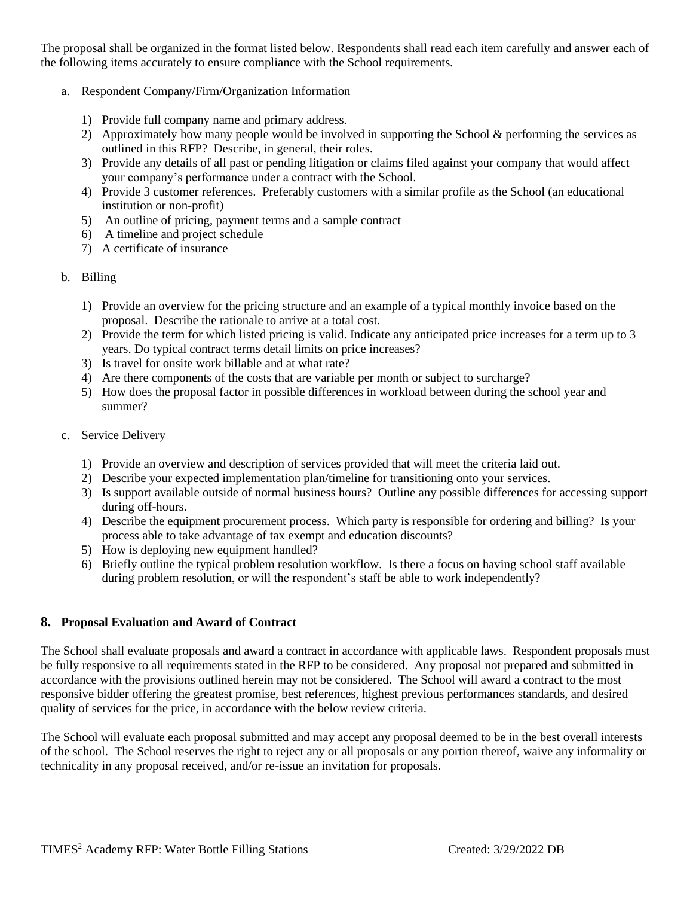The proposal shall be organized in the format listed below. Respondents shall read each item carefully and answer each of the following items accurately to ensure compliance with the School requirements.

a. Respondent Company/Firm/Organization Information

   1) Provide full company name and primary address.
   2) Approximately how many people would be involved in supporting the School & performing the services as outlined in this RFP? Describe, in general, their roles.
   3) Provide any details of all past or pending litigation or claims filed against your company that would affect your company's performance under a contract with the School.
   4) Provide 3 customer references. Preferably customers with a similar profile as the School (an educational institution or non-profit)
   5) An outline of pricing, payment terms and a sample contract
   6) A timeline and project schedule
   7) A certificate of insurance

b. Billing

   1) Provide an overview for the pricing structure and an example of a typical monthly invoice based on the proposal. Describe the rationale to arrive at a total cost.
   2) Provide the term for which listed pricing is valid. Indicate any anticipated price increases for a term up to 3 years. Do typical contract terms detail limits on price increases?
   3) Is travel for onsite work billable and at what rate?
   4) Are there components of the costs that are variable per month or subject to surcharge?
   5) How does the proposal factor in possible differences in workload between during the school year and summer?

c. Service Delivery

   1) Provide an overview and description of services provided that will meet the criteria laid out.
   2) Describe your expected implementation plan/timeline for transitioning onto your services.
   3) Is support available outside of normal business hours? Outline any possible differences for accessing support during off-hours.
   4) Describe the equipment procurement process. Which party is responsible for ordering and billing? Is your process able to take advantage of tax exempt and education discounts?
   5) How is deploying new equipment handled?
   6) Briefly outline the typical problem resolution workflow. Is there a focus on having school staff available during problem resolution, or will the respondent's staff be able to work independently?

## 8. Proposal Evaluation and Award of Contract

The School shall evaluate proposals and award a contract in accordance with applicable laws. Respondent proposals must be fully responsive to all requirements stated in the RFP to be considered. Any proposal not prepared and submitted in accordance with the provisions outlined herein may not be considered. The School will award a contract to the most responsive bidder offering the greatest promise, best references, highest previous performances standards, and desired quality of services for the price, in accordance with the below review criteria.

The School will evaluate each proposal submitted and may accept any proposal deemed to be in the best overall interests of the school. The School reserves the right to reject any or all proposals or any portion thereof, waive any informality or technicality in any proposal received, and/or re-issue an invitation for proposals.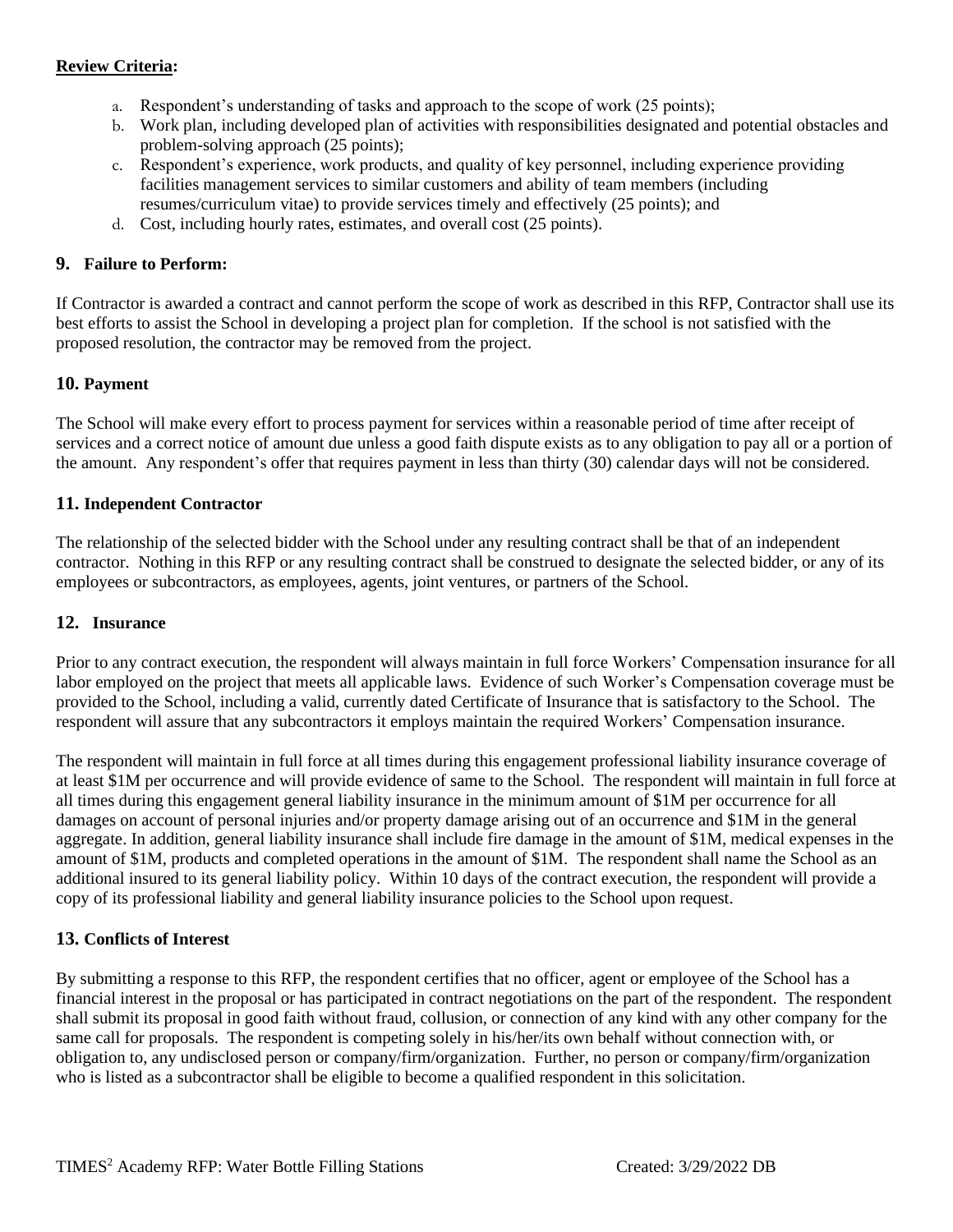**Review Criteria:**

a. Respondent's understanding of tasks and approach to the scope of work (25 points);
b. Work plan, including developed plan of activities with responsibilities designated and potential obstacles and problem-solving approach (25 points);
c. Respondent's experience, work products, and quality of key personnel, including experience providing facilities management services to similar customers and ability of team members (including resumes/curriculum vitae) to provide services timely and effectively (25 points); and
d. Cost, including hourly rates, estimates, and overall cost (25 points).

## 9. Failure to Perform:

If Contractor is awarded a contract and cannot perform the scope of work as described in this RFP, Contractor shall use its best efforts to assist the School in developing a project plan for completion. If the school is not satisfied with the proposed resolution, the contractor may be removed from the project.

## 10. Payment

The School will make every effort to process payment for services within a reasonable period of time after receipt of services and a correct notice of amount due unless a good faith dispute exists as to any obligation to pay all or a portion of the amount. Any respondent's offer that requires payment in less than thirty (30) calendar days will not be considered.

## 11. Independent Contractor

The relationship of the selected bidder with the School under any resulting contract shall be that of an independent contractor. Nothing in this RFP or any resulting contract shall be construed to designate the selected bidder, or any of its employees or subcontractors, as employees, agents, joint ventures, or partners of the School.

## 12. Insurance

Prior to any contract execution, the respondent will always maintain in full force Workers' Compensation insurance for all labor employed on the project that meets all applicable laws. Evidence of such Worker's Compensation coverage must be provided to the School, including a valid, currently dated Certificate of Insurance that is satisfactory to the School. The respondent will assure that any subcontractors it employs maintain the required Workers' Compensation insurance.

The respondent will maintain in full force at all times during this engagement professional liability insurance coverage of at least $1M per occurrence and will provide evidence of same to the School. The respondent will maintain in full force at all times during this engagement general liability insurance in the minimum amount of $1M per occurrence for all damages on account of personal injuries and/or property damage arising out of an occurrence and $1M in the general aggregate. In addition, general liability insurance shall include fire damage in the amount of $1M, medical expenses in the amount of $1M, products and completed operations in the amount of $1M. The respondent shall name the School as an additional insured to its general liability policy. Within 10 days of the contract execution, the respondent will provide a copy of its professional liability and general liability insurance policies to the School upon request.

## 13. Conflicts of Interest

By submitting a response to this RFP, the respondent certifies that no officer, agent or employee of the School has a financial interest in the proposal or has participated in contract negotiations on the part of the respondent. The respondent shall submit its proposal in good faith without fraud, collusion, or connection of any kind with any other company for the same call for proposals. The respondent is competing solely in his/her/its own behalf without connection with, or obligation to, any undisclosed person or company/firm/organization. Further, no person or company/firm/organization who is listed as a subcontractor shall be eligible to become a qualified respondent in this solicitation.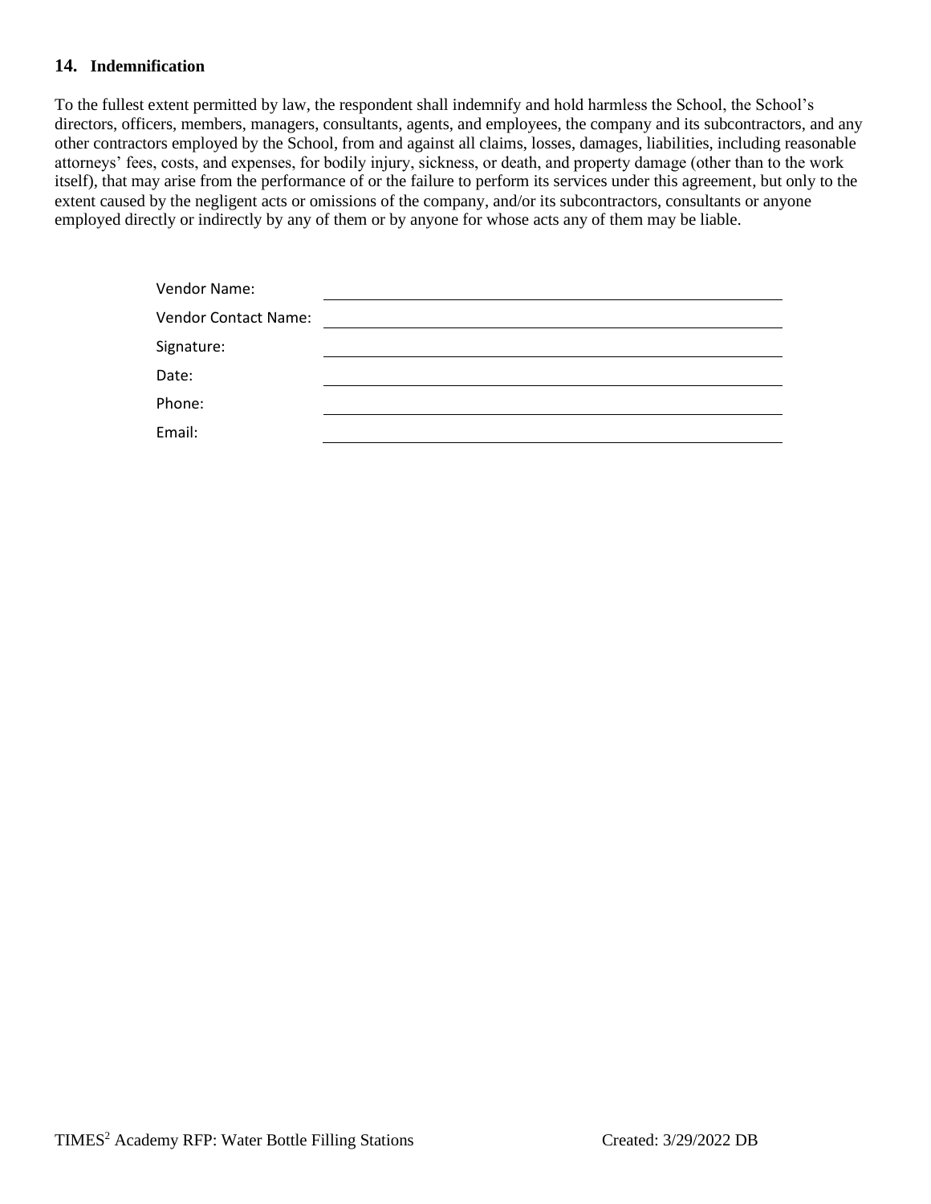## 14. Indemnification

To the fullest extent permitted by law, the respondent shall indemnify and hold harmless the School, the School's directors, officers, members, managers, consultants, agents, and employees, the company and its subcontractors, and any other contractors employed by the School, from and against all claims, losses, damages, liabilities, including reasonable attorneys' fees, costs, and expenses, for bodily injury, sickness, or death, and property damage (other than to the work itself), that may arise from the performance of or the failure to perform its services under this agreement, but only to the extent caused by the negligent acts or omissions of the company, and/or its subcontractors, consultants or anyone employed directly or indirectly by any of them or by anyone for whose acts any of them may be liable.

Vendor Name: ______________________________

Vendor Contact Name: ______________________________

Signature: ______________________________

Date: ______________________________

Phone: ______________________________

Email: ______________________________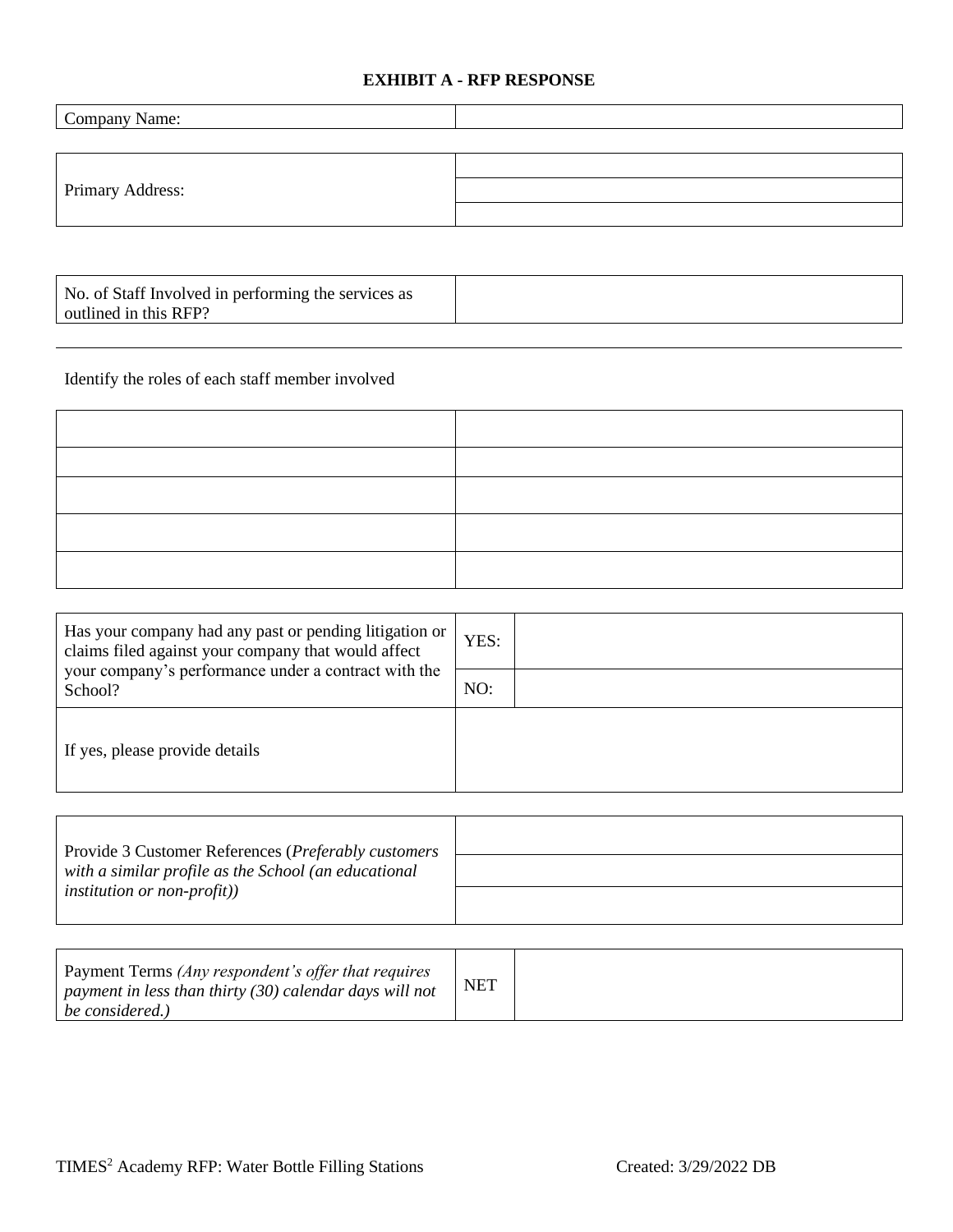## EXHIBIT A - RFP RESPONSE

| Company Name: | |
|---|---|

| Primary Address: | |
|---|---|
| | |
| | |

| No. of Staff Involved in performing the services as outlined in this RFP? | |
|---|---|

Identify the roles of each staff member involved

| | |
|---|---|
| | |
| | |
| | |
| | |

| Has your company had any past or pending litigation or claims filed against your company that would affect your company's performance under a contract with the School? | YES: | |
|---|---|---|
| | NO: | |
| If yes, please provide details | | |

| Provide 3 Customer References (*Preferably customers with a similar profile as the School (an educational institution or non-profit)*) | |
|---|---|
| | |
| | |

| Payment Terms *(Any respondent's offer that requires payment in less than thirty (30) calendar days will not be considered.)* | NET | |
|---|---|---|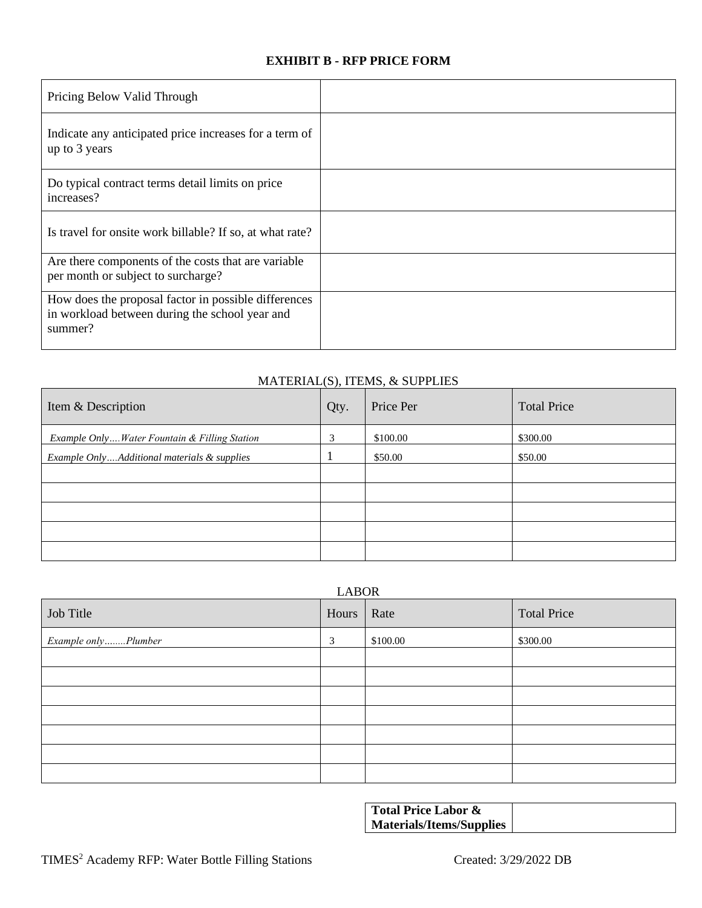# EXHIBIT B - RFP PRICE FORM

| | |
|---|---|
| Pricing Below Valid Through | |
| Indicate any anticipated price increases for a term of up to 3 years | |
| Do typical contract terms detail limits on price increases? | |
| Is travel for onsite work billable? If so, at what rate? | |
| Are there components of the costs that are variable per month or subject to surcharge? | |
| How does the proposal factor in possible differences in workload between during the school year and summer? | |

MATERIAL(S), ITEMS, & SUPPLIES

| Item & Description | Qty. | Price Per | Total Price |
|---|---|---|---|
| *Example Only….Water Fountain & Filling Station* | 3 | $100.00 | $300.00 |
| *Example Only….Additional materials & supplies* | 1 | $50.00 | $50.00 |
| | | | |
| | | | |
| | | | |
| | | | |
| | | | |

LABOR

| Job Title | Hours | Rate | Total Price |
|---|---|---|---|
| *Example only……..Plumber* | 3 | $100.00 | $300.00 |
| | | | |
| | | | |
| | | | |
| | | | |
| | | | |
| | | | |
| | | | |

| **Total Price Labor & Materials/Items/Supplies** | |
|---|---|

TIMES[2] Academy RFP: Water Bottle Filling Stations Created: 3/29/2022 DB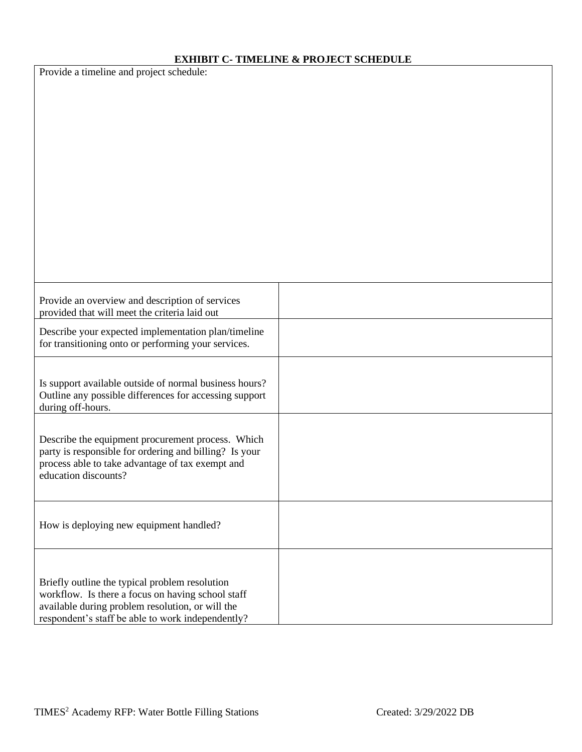**EXHIBIT C- TIMELINE & PROJECT SCHEDULE**

| Provide a timeline and project schedule: | |
|---|---|
| Provide an overview and description of services provided that will meet the criteria laid out | |
| Describe your expected implementation plan/timeline for transitioning onto or performing your services. | |
| Is support available outside of normal business hours? Outline any possible differences for accessing support during off-hours. | |
| Describe the equipment procurement process. Which party is responsible for ordering and billing? Is your process able to take advantage of tax exempt and education discounts? | |
| How is deploying new equipment handled? | |
| Briefly outline the typical problem resolution workflow. Is there a focus on having school staff available during problem resolution, or will the respondent's staff be able to work independently? | |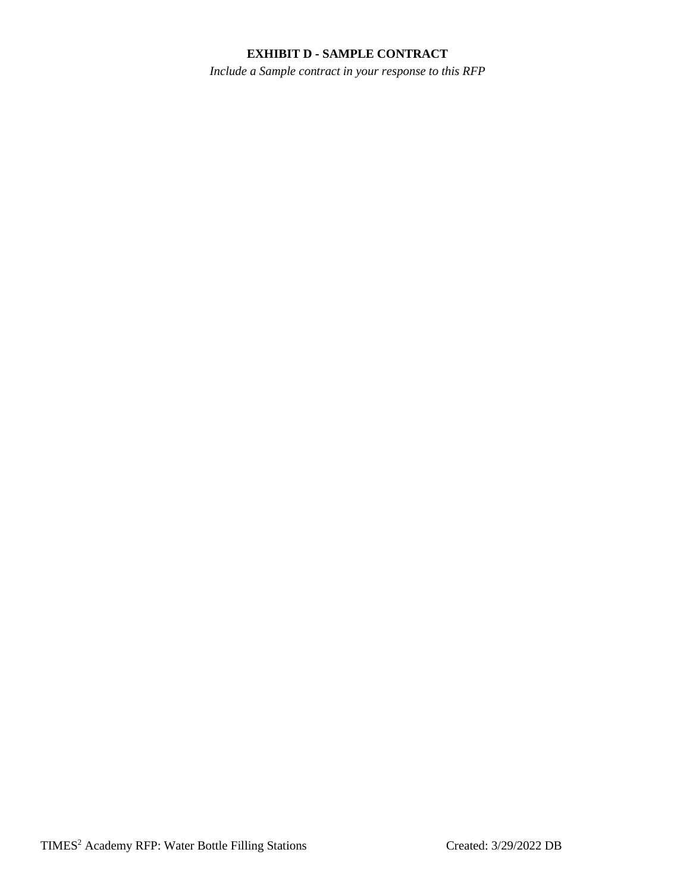**EXHIBIT D - SAMPLE CONTRACT**

*Include a Sample contract in your response to this RFP*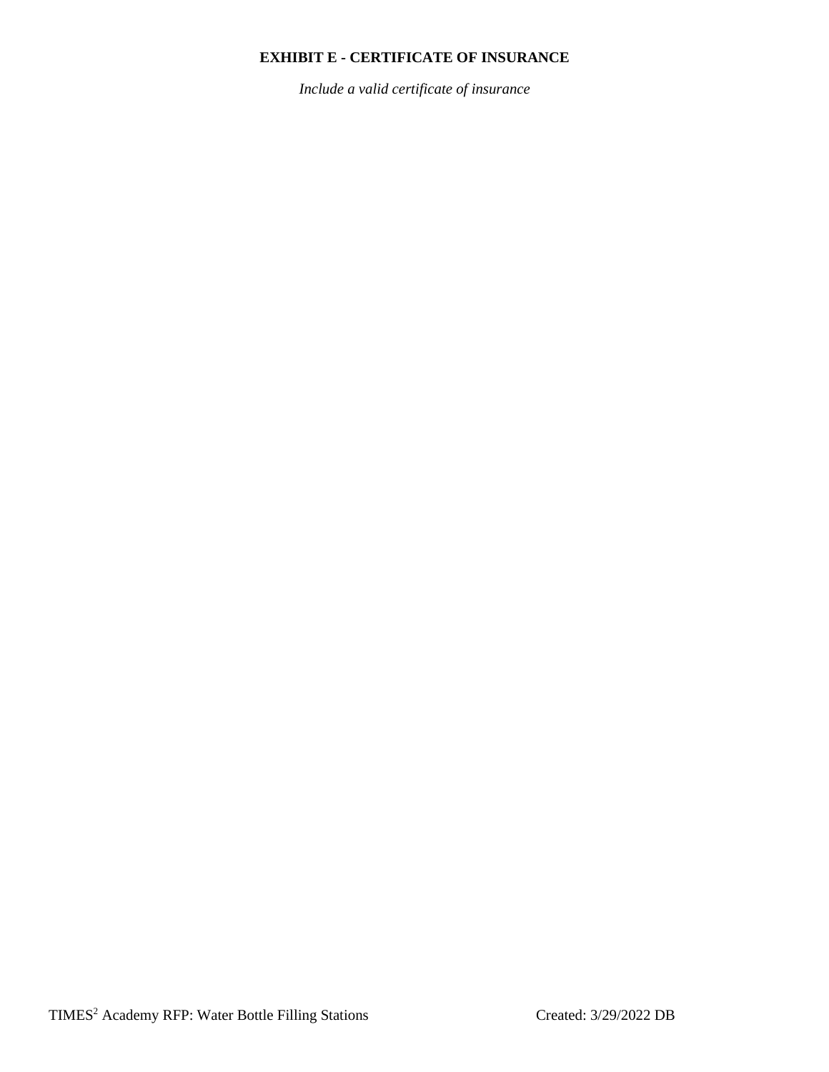**EXHIBIT E - CERTIFICATE OF INSURANCE**

*Include a valid certificate of insurance*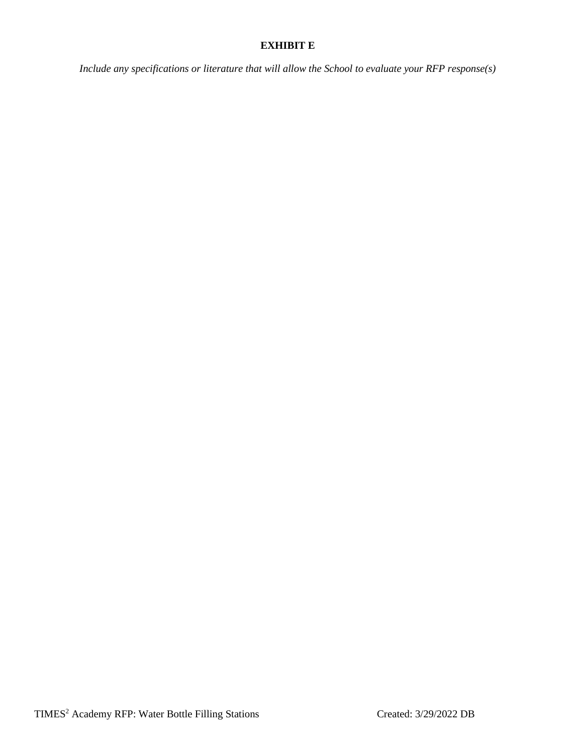**EXHIBIT E**

*Include any specifications or literature that will allow the School to evaluate your RFP response(s)*